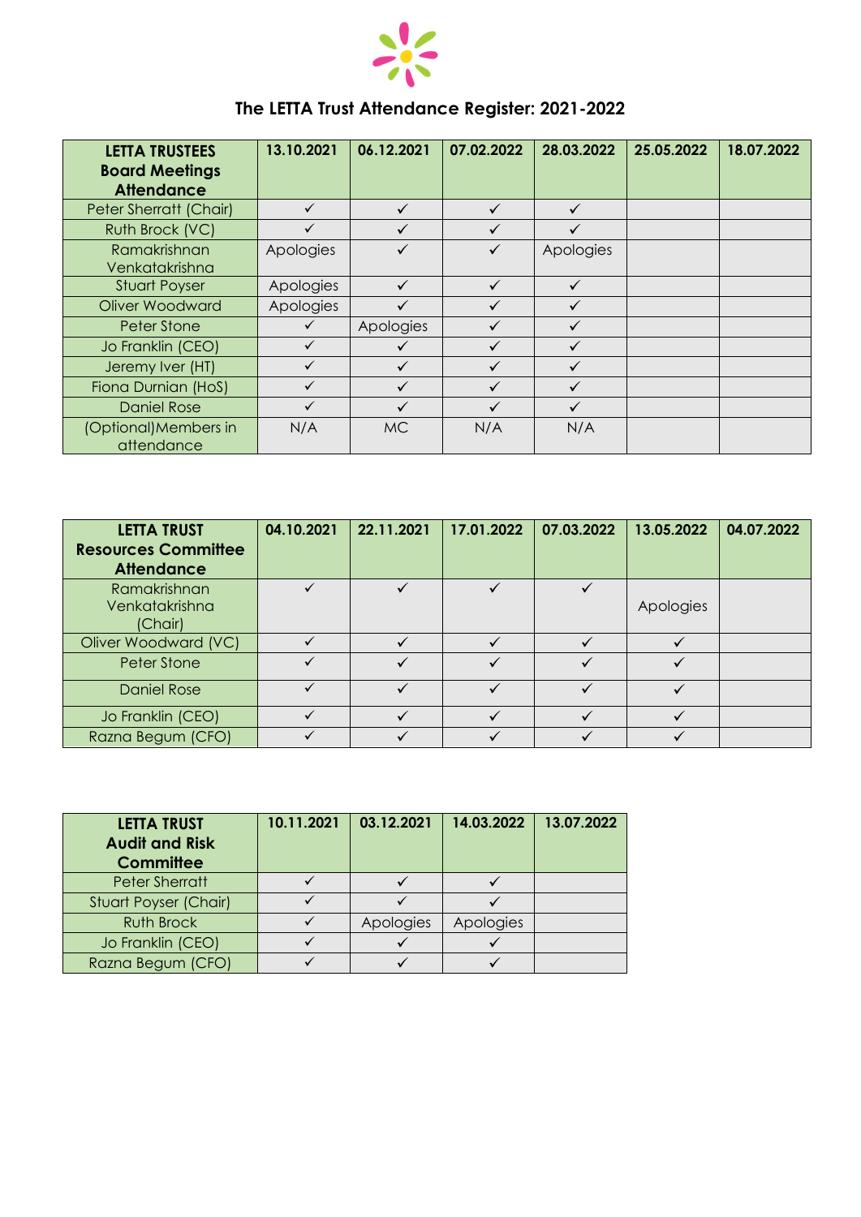# The LETTA Trust Attendance Register: 2021-2022

| LETTA TRUSTEES Board Meetings Attendance | 13.10.2021 | 06.12.2021 | 07.02.2022 | 28.03.2022 | 25.05.2022 | 18.07.2022 |
|---|---|---|---|---|---|---|
| Peter Sherratt (Chair) | ✓ | ✓ | ✓ | ✓ | | |
| Ruth Brock (VC) | ✓ | ✓ | ✓ | ✓ | | |
| Ramakrishnan Venkatakrishna | Apologies | ✓ | ✓ | Apologies | | |
| Stuart Poyser | Apologies | ✓ | ✓ | ✓ | | |
| Oliver Woodward | Apologies | ✓ | ✓ | ✓ | | |
| Peter Stone | ✓ | Apologies | ✓ | ✓ | | |
| Jo Franklin (CEO) | ✓ | ✓ | ✓ | ✓ | | |
| Jeremy Iver (HT) | ✓ | ✓ | ✓ | ✓ | | |
| Fiona Durnian (HoS) | ✓ | ✓ | ✓ | ✓ | | |
| Daniel Rose | ✓ | ✓ | ✓ | ✓ | | |
| (Optional)Members in attendance | N/A | MC | N/A | N/A | | |

| LETTA TRUST Resources Committee Attendance | 04.10.2021 | 22.11.2021 | 17.01.2022 | 07.03.2022 | 13.05.2022 | 04.07.2022 |
|---|---|---|---|---|---|---|
| Ramakrishnan Venkatakrishna (Chair) | ✓ | ✓ | ✓ | ✓ | Apologies | |
| Oliver Woodward (VC) | ✓ | ✓ | ✓ | ✓ | ✓ | |
| Peter Stone | ✓ | ✓ | ✓ | ✓ | ✓ | |
| Daniel Rose | ✓ | ✓ | ✓ | ✓ | ✓ | |
| Jo Franklin (CEO) | ✓ | ✓ | ✓ | ✓ | ✓ | |
| Razna Begum (CFO) | ✓ | ✓ | ✓ | ✓ | ✓ | |

| LETTA TRUST Audit and Risk Committee | 10.11.2021 | 03.12.2021 | 14.03.2022 | 13.07.2022 |
|---|---|---|---|---|
| Peter Sherratt | ✓ | ✓ | ✓ | |
| Stuart Poyser (Chair) | ✓ | ✓ | ✓ | |
| Ruth Brock | ✓ | Apologies | Apologies | |
| Jo Franklin (CEO) | ✓ | ✓ | ✓ | |
| Razna Begum (CFO) | ✓ | ✓ | ✓ | |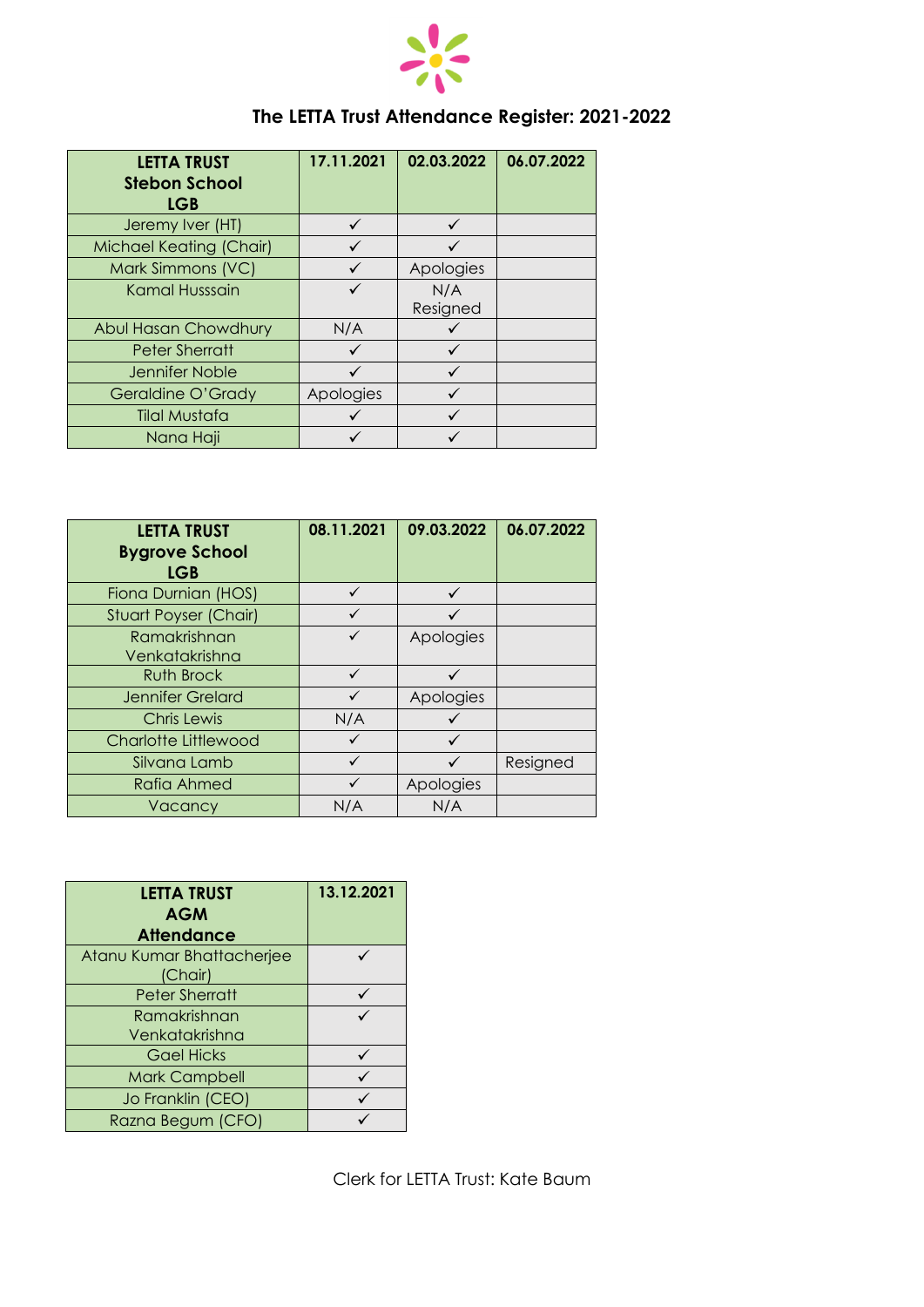## The LETTA Trust Attendance Register: 2021-2022

| **LETTA TRUST Stebon School LGB** | **17.11.2021** | **02.03.2022** | **06.07.2022** |
|---|---|---|---|
| Jeremy Iver (HT) | ✓ | ✓ | |
| Michael Keating (Chair) | ✓ | ✓ | |
| Mark Simmons (VC) | ✓ | Apologies | |
| Kamal Husssain | ✓ | N/A Resigned | |
| Abul Hasan Chowdhury | N/A | ✓ | |
| Peter Sherratt | ✓ | ✓ | |
| Jennifer Noble | ✓ | ✓ | |
| Geraldine O'Grady | Apologies | ✓ | |
| Tilal Mustafa | ✓ | ✓ | |
| Nana Haji | ✓ | ✓ | |

| **LETTA TRUST Bygrove School LGB** | **08.11.2021** | **09.03.2022** | **06.07.2022** |
|---|---|---|---|
| Fiona Durnian (HOS) | ✓ | ✓ | |
| Stuart Poyser (Chair) | ✓ | ✓ | |
| Ramakrishnan Venkatakrishna | ✓ | Apologies | |
| Ruth Brock | ✓ | ✓ | |
| Jennifer Grelard | ✓ | Apologies | |
| Chris Lewis | N/A | ✓ | |
| Charlotte Littlewood | ✓ | ✓ | |
| Silvana Lamb | ✓ | ✓ | Resigned |
| Rafia Ahmed | ✓ | Apologies | |
| Vacancy | N/A | N/A | |

| **LETTA TRUST AGM Attendance** | **13.12.2021** |
|---|---|
| Atanu Kumar Bhattacherjee (Chair) | ✓ |
| Peter Sherratt | ✓ |
| Ramakrishnan Venkatakrishna | ✓ |
| Gael Hicks | ✓ |
| Mark Campbell | ✓ |
| Jo Franklin (CEO) | ✓ |
| Razna Begum (CFO) | ✓ |

Clerk for LETTA Trust: Kate Baum